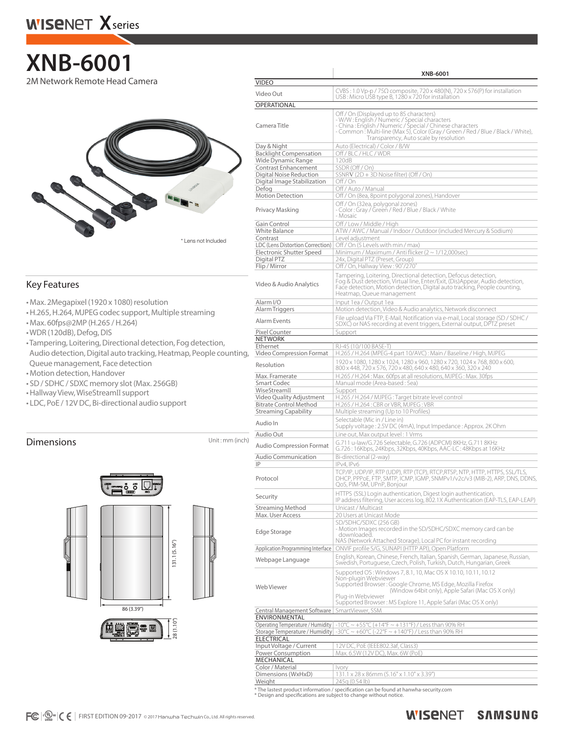# XNB-6001

2M Network Remote Head Camera

* Lens not Included

## Key Features

- Max. 2Megapixel (1920 x 1080) resolution
- H.265, H.264, MJPEG codec support, Multiple streaming
- Max. 60fps@2MP (H.265 / H.264)
- WDR (120dB), Defog, DIS
- Tampering, Loitering, Directional detection, Fog detection, Audio detection, Digital auto tracking, Heatmap, People counting, Queue management, Face detection
- Motion detection, Handover
- SD / SDHC / SDXC memory slot (Max. 256GB)
- Hallway View, WiseStreamII support
- LDC, PoE / 12V DC, Bi-directional audio support

## Dimensions

Unit : mm (inch)

131.1 (5.16")

86 (3.39")

28 (1.10")

| | XNB-6001 |
|---|---|
| **VIDEO** | |
| Video Out | CVBS : 1.0 Vp-p / 75Ω composite, 720 x 480(N), 720 x 576(P) for installation<br>USB : Micro USB type B, 1280 x 720 for installation |
| **OPERATIONAL** | |
| Camera Title | Off / On (Displayed up to 85 characters)<br>- W/W : English / Numeric / Special characters<br>- China : English / Numeric / Special / Chinese characters<br>- Common : Multi-line (Max 5), Color (Gray / Green / Red / Blue / Black / White), Transparency, Auto scale by resolution |
| Day & Night | Auto (Electrical) / Color / B/W |
| Backlight Compensation | Off / BLC / HLC / WDR |
| Wide Dynamic Range | 120dB |
| Contrast Enhancement | SSDR (Off / On) |
| Digital Noise Reduction | SSNRV (2D + 3D Noise filter) (Off / On) |
| Digital Image Stabilization | Off / On |
| Defog | Off / Auto / Manual |
| Motion Detection | Off / On (8ea, 8point polygonal zones), Handover |
| Privacy Masking | Off / On (32ea, polygonal zones)<br>- Color : Gray / Green / Red / Blue / Black / White<br>- Mosaic |
| Gain Control | Off / Low / Middle / High |
| White Balance | ATW / AWC / Manual / Indoor / Outdoor (included Mercury & Sodium) |
| Contrast | Level adjustment |
| LDC (Lens Distortion Correction) | Off / On (5 Levels with min / max) |
| Electronic Shutter Speed | Minimum / Maximum / Anti flicker (2 ~ 1/12,000sec) |
| Digital PTZ | 24x, Digital PTZ (Preset, Group) |
| Flip / Mirror | Off / On, Hallway View : 90˚/270˚ |
| Video & Audio Analytics | Tampering, Loitering, Directional detection, Defocus detection, Fog & Dust detection, Virtual line, Enter/Exit, (Dis)Appear, Audio detection, Face detection, Motion detection, Digital auto tracking, People counting, Heatmap, Queue management |
| Alarm I/O | Input 1ea / Output 1ea |
| Alarm Triggers | Motion detection, Video & Audio analytics, Network disconnect |
| Alarm Events | File upload Via FTP, E-Mail, Notification via e-mail, Local storage (SD / SDHC / SDXC) or NAS recording at event triggers, External output, DPTZ preset |
| Pixel Counter | Support |
| **NETWORK** | |
| Ethernet | RJ-45 (10/100 BASE-T) |
| Video Compression Format | H.265 / H.264 (MPEG-4 part 10/AVC) : Main / Baseline / High, MJPEG |
| Resolution | 1920 x 1080, 1280 x 1024, 1280 x 960, 1280 x 720, 1024 x 768, 800 x 600, 800 x 448, 720 x 576, 720 x 480, 640 x 480, 640 x 360, 320 x 240 |
| Max. Framerate | H.265 / H.264 : Max. 60fps at all resolutions, MJPEG : Max. 30fps |
| Smart Codec | Manual mode (Area-based : 5ea) |
| WiseStreamII | Support |
| Video Quality Adjustment | H.265 / H.264 / MJPEG : Target bitrate level control |
| Bitrate Control Method | H.265 / H.264 : CBR or VBR, MJPEG : VBR |
| Streaming Capability | Multiple streaming (Up to 10 Profiles) |
| Audio In | Selectable (Mic in / Line in)<br>Supply voltage : 2.5V DC (4mA), Input Impedance : Approx. 2K Ohm |
| Audio Out | Line out, Max output level : 1 Vrms |
| Audio Compression Format | G.711 u-law/G.726 Selectable, G.726 (ADPCM) 8KHz, G.711 8KHz<br>G.726 : 16Kbps, 24Kbps, 32Kbps, 40Kbps, AAC-LC : 48Kbps at 16KHz |
| Audio Communication | Bi-directional (2-way) |
| IP | IPv4, IPv6 |
| Protocol | TCP/IP, UDP/IP, RTP (UDP), RTP (TCP), RTCP,RTSP, NTP, HTTP, HTTPS, SSL/TLS, DHCP, PPPoE, FTP, SMTP, ICMP, IGMP, SNMPv1/v2c/v3 (MIB-2), ARP, DNS, DDNS, QoS, PIM-SM, UPnP, Bonjour |
| Security | HTTPS (SSL) Login authentication, Digest login authentication, IP address filtering, User access log, 802.1X Authentication (EAP-TLS, EAP-LEAP) |
| Streaming Method | Unicast / Multicast |
| Max. User Access | 20 Users at Unicast Mode |
| Edge Storage | SD/SDHC/SDXC (256 GB)<br>- Motion Images recorded in the SD/SDHC/SDXC memory card can be downloaded.<br>NAS (Network Attached Storage), Local PC for instant recording |
| Application Programming Interface | ONVIF profile S/G, SUNAPI (HTTP API), Open Platform |
| Webpage Language | English, Korean, Chinese, French, Italian, Spanish, German, Japanese, Russian, Swedish, Portuguese, Czech, Polish, Turkish, Dutch, Hungarian, Greek |
| Web Viewer | Supported OS : Windows 7, 8.1, 10, Mac OS X 10.10, 10.11, 10.12<br>Non-plugin Webviewer<br>Supported Browser : Google Chrome, MS Edge, Mozilla Firefox (Window 64bit only), Apple Safari (Mac OS X only)<br>Plug-in Webviewer<br>Supported Browser : MS Explore 11, Apple Safari (Mac OS X only) |
| Central Management Software | SmartViewer, SSM |
| **ENVIRONMENTAL** | |
| Operating Temperature / Humidity | -10°C ~ +55°C (+14°F ~ +131°F) / Less than 90% RH |
| Storage Temperature / Humidity | -30°C ~ +60°C (-22°F ~ +140°F) / Less than 90% RH |
| **ELECTRICAL** | |
| Input Voltage / Current | 12V DC, PoE (IEEE802.3af, Class3) |
| Power Consumption | Max. 6.5W (12V DC), Max. 6W (PoE) |
| **MECHANICAL** | |
| Color / Material | Ivory |
| Dimensions (WxHxD) | 131.1 x 28 x 86mm (5.16" x 1.10" x 3.39") |
| Weight | 245g (0.54 lb) |

* The lastest product information / specification can be found at hanwha-security.com
* Design and specifications are subject to change without notice.

FIRST EDITION 09-2017 © 2017 Hanwha Techwin Co., Ltd. All rights reserved.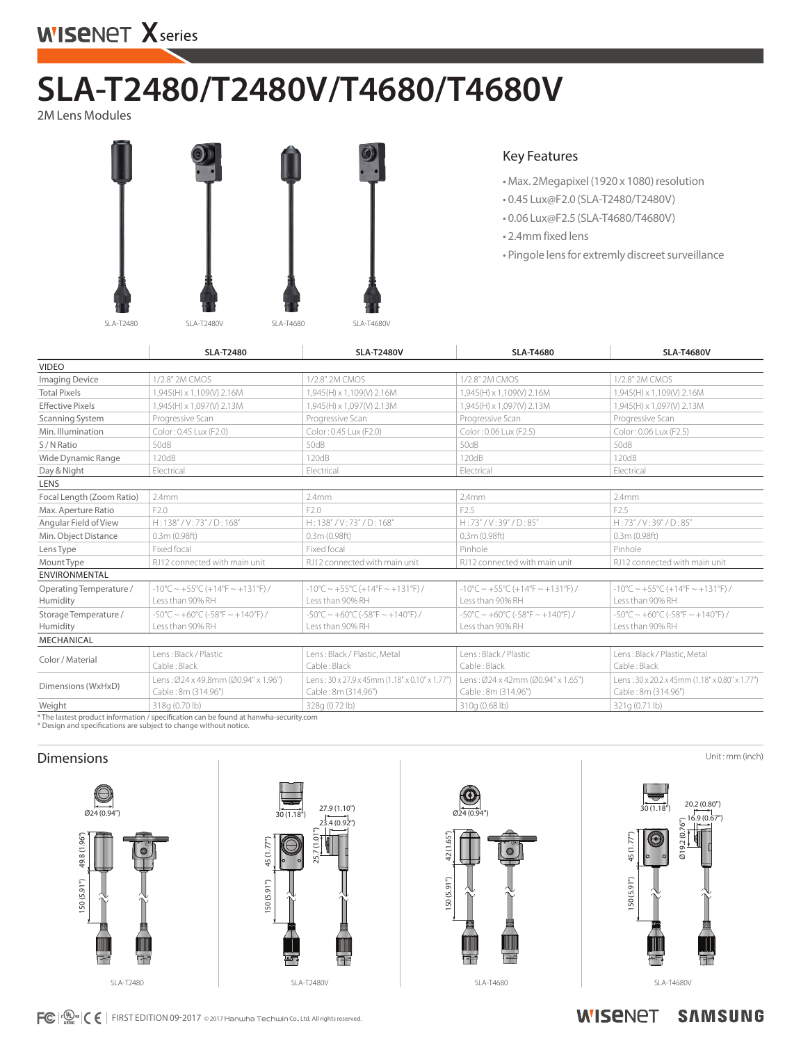# SLA-T2480/T2480V/T4680/T4680V

2M Lens Modules

SLA-T2480 SLA-T2480V SLA-T4680 SLA-T4680V

## Key Features

- Max. 2Megapixel (1920 x 1080) resolution
- 0.45 Lux@F2.0 (SLA-T2480/T2480V)
- 0.06 Lux@F2.5 (SLA-T4680/T4680V)
- 2.4mm fixed lens
- Pingole lens for extremly discreet surveillance

| | SLA-T2480 | SLA-T2480V | SLA-T4680 | SLA-T4680V |
|---|---|---|---|---|
| VIDEO | | | | |
| Imaging Device | 1/2.8" 2M CMOS | 1/2.8" 2M CMOS | 1/2.8" 2M CMOS | 1/2.8" 2M CMOS |
| Total Pixels | 1,945(H) x 1,109(V) 2.16M | 1,945(H) x 1,109(V) 2.16M | 1,945(H) x 1,109(V) 2.16M | 1,945(H) x 1,109(V) 2.16M |
| Effective Pixels | 1,945(H) x 1,097(V) 2.13M | 1,945(H) x 1,097(V) 2.13M | 1,945(H) x 1,097(V) 2.13M | 1,945(H) x 1,097(V) 2.13M |
| Scanning System | Progressive Scan | Progressive Scan | Progressive Scan | Progressive Scan |
| Min. Illumination | Color : 0.45 Lux (F2.0) | Color : 0.45 Lux (F2.0) | Color : 0.06 Lux (F2.5) | Color : 0.06 Lux (F2.5) |
| S / N Ratio | 50dB | 50dB | 50dB | 50dB |
| Wide Dynamic Range | 120dB | 120dB | 120dB | 120dB |
| Day & Night | Electrical | Electrical | Electrical | Electrical |
| LENS | | | | |
| Focal Length (Zoom Ratio) | 2.4mm | 2.4mm | 2.4mm | 2.4mm |
| Max. Aperture Ratio | F2.0 | F2.0 | F2.5 | F2.5 |
| Angular Field of View | H : 138° / V : 73° / D : 168° | H : 138° / V : 73° / D : 168° | H : 73° / V : 39° / D : 85° | H : 73° / V : 39° / D : 85° |
| Min. Object Distance | 0.3m (0.98ft) | 0.3m (0.98ft) | 0.3m (0.98ft) | 0.3m (0.98ft) |
| Lens Type | Fixed focal | Fixed focal | Pinhole | Pinhole |
| Mount Type | RJ12 connected with main unit | RJ12 connected with main unit | RJ12 connected with main unit | RJ12 connected with main unit |
| ENVIRONMENTAL | | | | |
| Operating Temperature / Humidity | -10°C ~ +55°C (+14°F ~ +131°F) / Less than 90% RH | -10°C ~ +55°C (+14°F ~ +131°F) / Less than 90% RH | -10°C ~ +55°C (+14°F ~ +131°F) / Less than 90% RH | -10°C ~ +55°C (+14°F ~ +131°F) / Less than 90% RH |
| Storage Temperature / Humidity | -50°C ~ +60°C (-58°F ~ +140°F) / Less than 90% RH | -50°C ~ +60°C (-58°F ~ +140°F) / Less than 90% RH | -50°C ~ +60°C (-58°F ~ +140°F) / Less than 90% RH | -50°C ~ +60°C (-58°F ~ +140°F) / Less than 90% RH |
| MECHANICAL | | | | |
| Color / Material | Lens : Black / Plastic<br>Cable : Black | Lens : Black / Plastic, Metal<br>Cable : Black | Lens : Black / Plastic<br>Cable : Black | Lens : Black / Plastic, Metal<br>Cable : Black |
| Dimensions (WxHxD) | Lens : Ø24 x 49.8mm (Ø0.94" x 1.96")<br>Cable : 8m (314.96") | Lens : 30 x 27.9 x 45mm (1.18" x 0.10" x 1.77")<br>Cable : 8m (314.96") | Lens : Ø24 x 42mm (Ø0.94" x 1.65")<br>Cable : 8m (314.96") | Lens : 30 x 20.2 x 45mm (1.18" x 0.80" x 1.77")<br>Cable : 8m (314.96") |
| Weight | 318g (0.70 lb) | 328g (0.72 lb) | 310g (0.68 lb) | 321g (0.71 lb) |

* The lastest product information / specification can be found at hanwha-security.com
* Design and specifications are subject to change without notice.

## Dimensions

Unit : mm (inch)

SLA-T2480: Ø24 (0.94"), 49.8 (1.96"), 150 (5.91")

SLA-T2480V: 30 (1.18"), 27.9 (1.10"), 23.4 (0.92"), 25.7 (1.01"), 45 (1.77"), 150 (5.91")

SLA-T4680: Ø24 (0.94"), 42 (1.65"), 150 (5.91")

SLA-T4680V: 30 (1.18"), 20.2 (0.80"), 16.9 (0.67"), Ø19.2 (0.76"), 45 (1.77"), 150 (5.91")

FIRST EDITION 09-2017 © 2017 Hanwha Techwin Co., Ltd. All rights reserved.